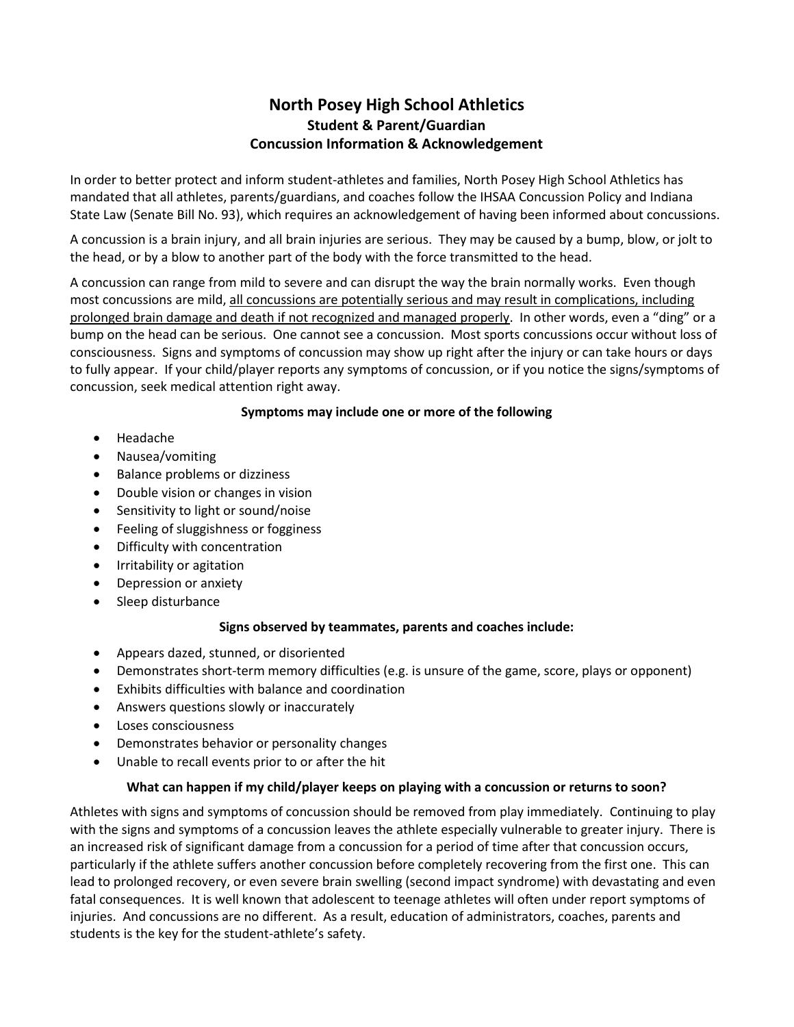# North Posey High School Athletics

## Student & Parent/Guardian

## Concussion Information & Acknowledgement

In order to better protect and inform student-athletes and families, North Posey High School Athletics has mandated that all athletes, parents/guardians, and coaches follow the IHSAA Concussion Policy and Indiana State Law (Senate Bill No. 93), which requires an acknowledgement of having been informed about concussions.

A concussion is a brain injury, and all brain injuries are serious. They may be caused by a bump, blow, or jolt to the head, or by a blow to another part of the body with the force transmitted to the head.

A concussion can range from mild to severe and can disrupt the way the brain normally works. Even though most concussions are mild, <u>all concussions are potentially serious and may result in complications, including prolonged brain damage and death if not recognized and managed properly</u>. In other words, even a "ding" or a bump on the head can be serious. One cannot see a concussion. Most sports concussions occur without loss of consciousness. Signs and symptoms of concussion may show up right after the injury or can take hours or days to fully appear. If your child/player reports any symptoms of concussion, or if you notice the signs/symptoms of concussion, seek medical attention right away.

**Symptoms may include one or more of the following**

- Headache
- Nausea/vomiting
- Balance problems or dizziness
- Double vision or changes in vision
- Sensitivity to light or sound/noise
- Feeling of sluggishness or fogginess
- Difficulty with concentration
- Irritability or agitation
- Depression or anxiety
- Sleep disturbance

**Signs observed by teammates, parents and coaches include:**

- Appears dazed, stunned, or disoriented
- Demonstrates short-term memory difficulties (e.g. is unsure of the game, score, plays or opponent)
- Exhibits difficulties with balance and coordination
- Answers questions slowly or inaccurately
- Loses consciousness
- Demonstrates behavior or personality changes
- Unable to recall events prior to or after the hit

**What can happen if my child/player keeps on playing with a concussion or returns to soon?**

Athletes with signs and symptoms of concussion should be removed from play immediately. Continuing to play with the signs and symptoms of a concussion leaves the athlete especially vulnerable to greater injury. There is an increased risk of significant damage from a concussion for a period of time after that concussion occurs, particularly if the athlete suffers another concussion before completely recovering from the first one. This can lead to prolonged recovery, or even severe brain swelling (second impact syndrome) with devastating and even fatal consequences. It is well known that adolescent to teenage athletes will often under report symptoms of injuries. And concussions are no different. As a result, education of administrators, coaches, parents and students is the key for the student-athlete's safety.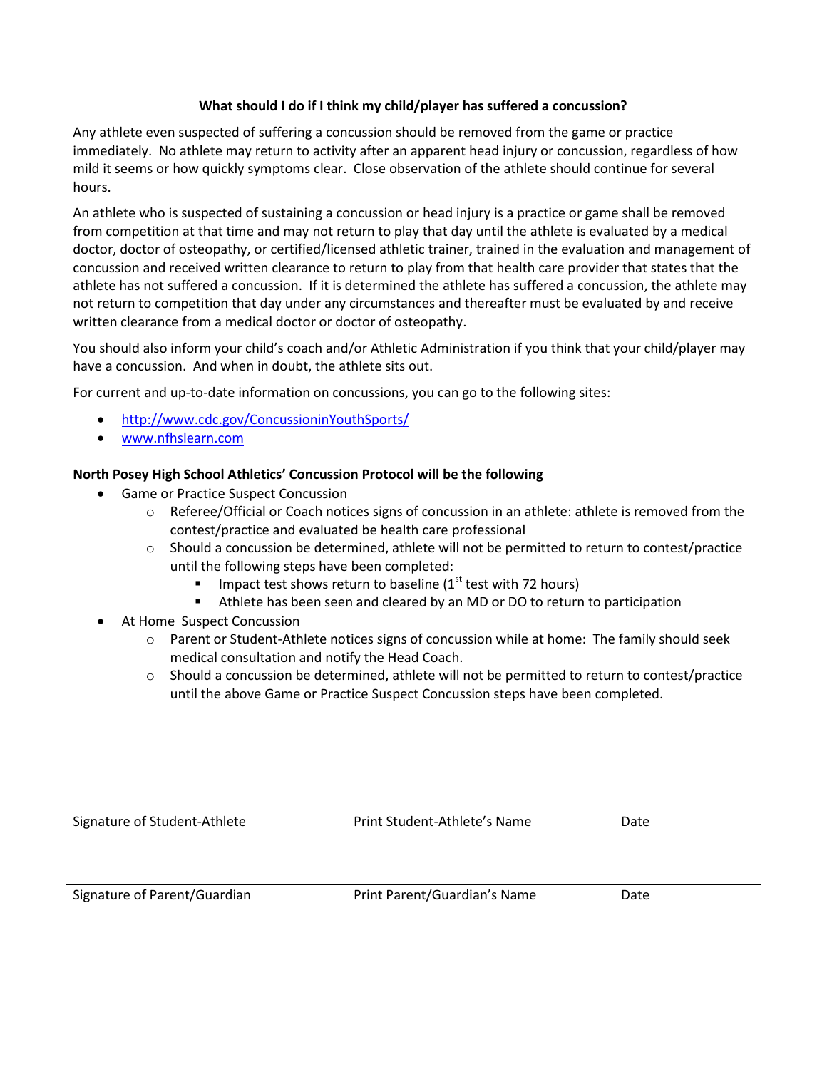**What should I do if I think my child/player has suffered a concussion?**

Any athlete even suspected of suffering a concussion should be removed from the game or practice immediately. No athlete may return to activity after an apparent head injury or concussion, regardless of how mild it seems or how quickly symptoms clear. Close observation of the athlete should continue for several hours.

An athlete who is suspected of sustaining a concussion or head injury is a practice or game shall be removed from competition at that time and may not return to play that day until the athlete is evaluated by a medical doctor, doctor of osteopathy, or certified/licensed athletic trainer, trained in the evaluation and management of concussion and received written clearance to return to play from that health care provider that states that the athlete has not suffered a concussion. If it is determined the athlete has suffered a concussion, the athlete may not return to competition that day under any circumstances and thereafter must be evaluated by and receive written clearance from a medical doctor or doctor of osteopathy.

You should also inform your child's coach and/or Athletic Administration if you think that your child/player may have a concussion. And when in doubt, the athlete sits out.

For current and up-to-date information on concussions, you can go to the following sites:

- http://www.cdc.gov/ConcussioninYouthSports/
- www.nfhslearn.com

**North Posey High School Athletics' Concussion Protocol will be the following**

- Game or Practice Suspect Concussion
  - Referee/Official or Coach notices signs of concussion in an athlete: athlete is removed from the contest/practice and evaluated be health care professional
  - Should a concussion be determined, athlete will not be permitted to return to contest/practice until the following steps have been completed:
    - Impact test shows return to baseline (1st test with 72 hours)
    - Athlete has been seen and cleared by an MD or DO to return to participation
- At Home Suspect Concussion
  - Parent or Student-Athlete notices signs of concussion while at home: The family should seek medical consultation and notify the Head Coach.
  - Should a concussion be determined, athlete will not be permitted to return to contest/practice until the above Game or Practice Suspect Concussion steps have been completed.

Signature of Student-Athlete　　　　Print Student-Athlete's Name　　　　Date

Signature of Parent/Guardian　　　　Print Parent/Guardian's Name　　　　Date